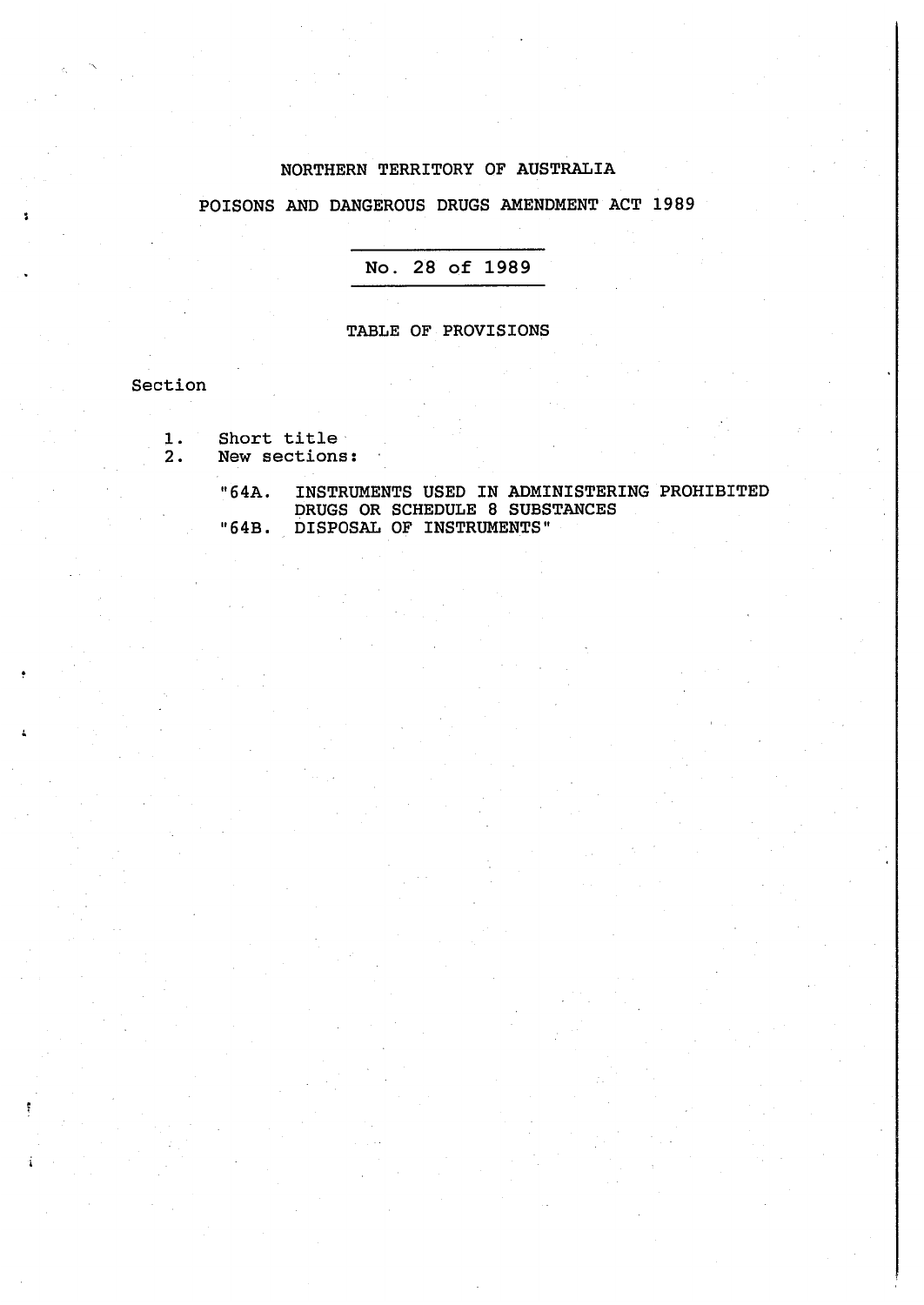NORTHERN TERRITORY OF AUSTRALIA

POISONS AND DANGEROUS DRUGS AMENDMENT ACT 1989

No. 28 of 1989

TABLE OF PROVISIONS

Section

1. Short title
2. New sections:

   "64A. INSTRUMENTS USED IN ADMINISTERING PROHIBITED DRUGS OR SCHEDULE 8 SUBSTANCES
   "64B. DISPOSAL OF INSTRUMENTS"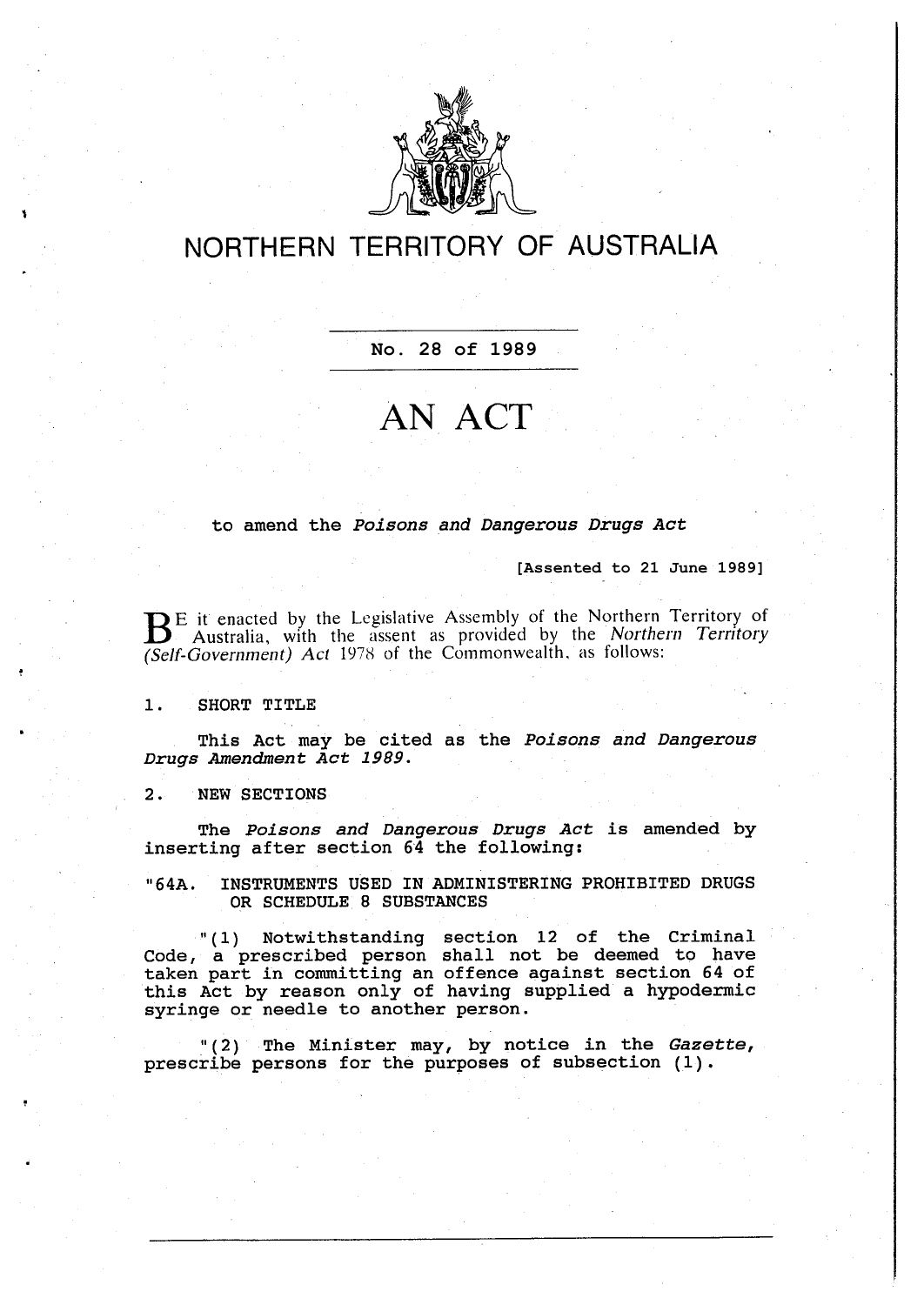# NORTHERN TERRITORY OF AUSTRALIA

No. 28 of 1989

# AN ACT

to amend the *Poisons and Dangerous Drugs Act*

[Assented to 21 June 1989]

BE it enacted by the Legislative Assembly of the Northern Territory of Australia, with the assent as provided by the *Northern Territory (Self-Government) Act* 1978 of the Commonwealth, as follows:

1. SHORT TITLE

This Act may be cited as the *Poisons and Dangerous Drugs Amendment Act 1989*.

2. NEW SECTIONS

The *Poisons and Dangerous Drugs Act* is amended by inserting after section 64 the following:

"64A. INSTRUMENTS USED IN ADMINISTERING PROHIBITED DRUGS OR SCHEDULE 8 SUBSTANCES

"(1) Notwithstanding section 12 of the Criminal Code, a prescribed person shall not be deemed to have taken part in committing an offence against section 64 of this Act by reason only of having supplied a hypodermic syringe or needle to another person.

"(2) The Minister may, by notice in the *Gazette*, prescribe persons for the purposes of subsection (1).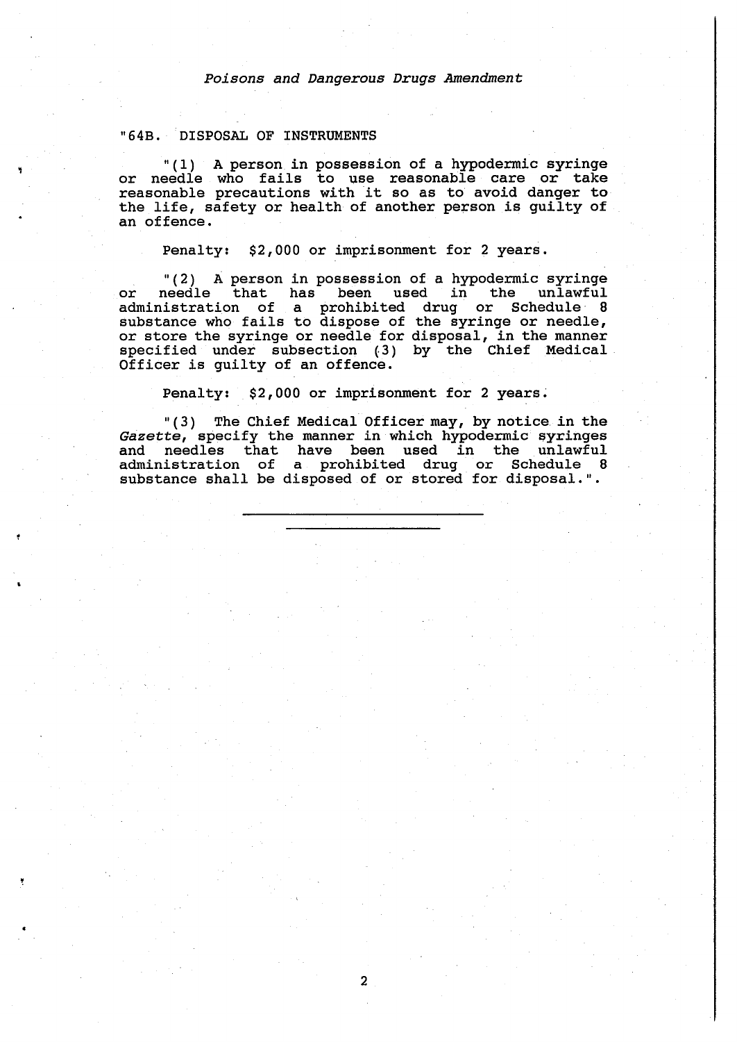"64B. DISPOSAL OF INSTRUMENTS

"(1) A person in possession of a hypodermic syringe or needle who fails to use reasonable care or take reasonable precautions with it so as to avoid danger to the life, safety or health of another person is guilty of an offence.

Penalty: $2,000 or imprisonment for 2 years.

"(2) A person in possession of a hypodermic syringe or needle that has been used in the unlawful administration of a prohibited drug or Schedule 8 substance who fails to dispose of the syringe or needle, or store the syringe or needle for disposal, in the manner specified under subsection (3) by the Chief Medical Officer is guilty of an offence.

Penalty: $2,000 or imprisonment for 2 years.

"(3) The Chief Medical Officer may, by notice in the *Gazette*, specify the manner in which hypodermic syringes and needles that have been used in the unlawful administration of a prohibited drug or Schedule 8 substance shall be disposed of or stored for disposal.".